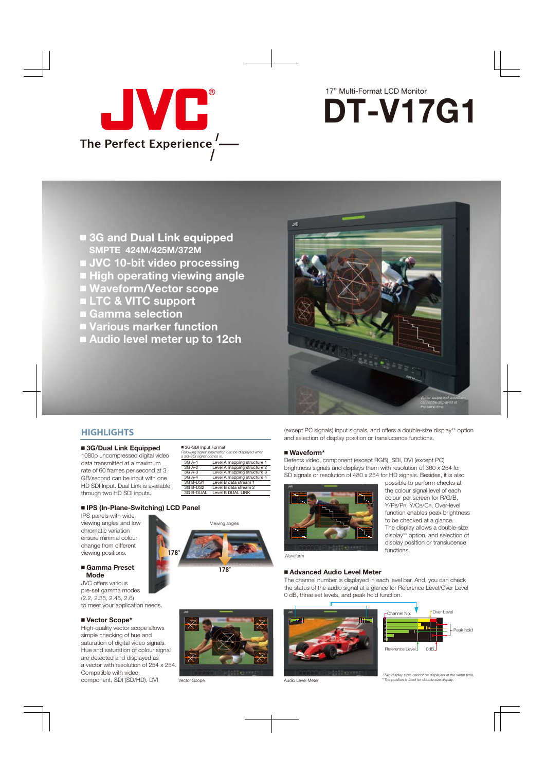JVC®

The Perfect Experience

17" Multi-Format LCD Monitor

# DT-V17G1

- 3G and Dual Link equipped
  SMPTE 424M/425M/372M
- JVC 10-bit video processing
- High operating viewing angle
- Waveform/Vector scope
- LTC & VITC support
- Gamma selection
- Various marker function
- Audio level meter up to 12ch

*Vector scope and waveform cannot be displayed at the same time.*

## HIGHLIGHTS

### ■ 3G/Dual Link Equipped

1080p uncompressed digital video data transmitted at a maximum rate of 60 frames per second at 3 GB/second can be input with one HD SDI Input. Dual Link is available through two HD SDI inputs.

■ 3G-SDI Input Format

*Following signal information can be displayed when a 3G-SDI signal comes in.*

| | |
|---|---|
| 3G A-1 | Level A mapping structure 1 |
| 3G A-2 | Level A mapping structure 2 |
| 3G A-3 | Level A mapping structure 3 |
| 3G A-4 | Level A mapping structure 4 |
| 3G B-DS1 | Level B data stream 1 |
| 3G B-DS2 | Level B data stream 2 |
| 3G B-DUAL | Level B DUAL LINK |

### ■ IPS (In-Plane-Switching) LCD Panel

IPS panels with wide viewing angles and low chromatic variation ensure minimal colour change from different viewing positions.

Viewing angles

178°

178°

### ■ Gamma Preset Mode

JVC offers various pre-set gamma modes (2.2, 2.35, 2.45, 2.6) to meet your application needs.

### ■ Vector Scope*

High-quality vector scope allows simple checking of hue and saturation of digital video signals. Hue and saturation of colour signal are detected and displayed as a vector with resolution of 254 x 254. Compatible with video, component, SDI (SD/HD), DVI (except PC signals) input signals, and offers a double-size display** option and selection of display position or translucence functions.

Vector Scope

### ■ Waveform*

Detects video, component (except RGB), SDI, DVI (except PC) brightness signals and displays them with resolution of 360 x 254 for HD signals or resolution of 480 x 254 for SD signals. Besides, it is also possible to perform checks at the colour signal level of each colour per screen for R/G/B, Y/PB/PR, Y/CB/CR. Over-level function enables peak brightness to be checked at a glance. The display allows a double-size display** option, and selection of display position or translucence functions.

Waveform

### ■ Advanced Audio Level Meter

The channel number is displayed in each level bar. And, you can check the status of the audio signal at a glance for Reference Level/Over Level 0 dB, three set levels, and peak hold function.

Channel No. Over Level Peak hold Reference Level 0dB

Audio Level Meter

*Two display sizes cannot be displayed at the same time.
**The position is fixed for double-size display.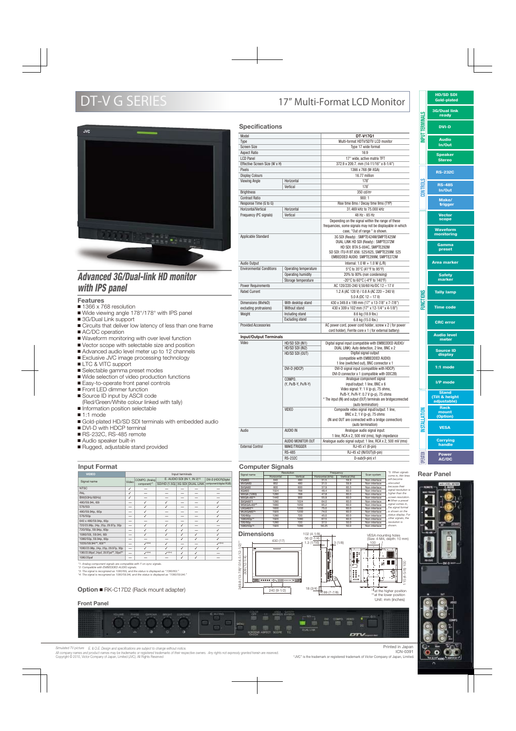# DT-V G SERIES

## 17" Multi-Format LCD Monitor

## Advanced 3G/Dual-link HD monitor with IPS panel

### Features

- 1366 x 768 resolution
- Wide viewing angle 178°/178° with IPS panel
- 3G/Dual Link support
- Circuits that deliver low latency of less than one frame
- AC/DC operation
- Waveform monitoring with over level function
- Vector scope with selectable size and position
- Advanced audio level meter up to 12 channels
- Exclusive JVC image processing technology
- LTC & VITC support
- Selectable gamma preset modes
- Wide selection of video production functions
- Easy-to-operate front panel controls
- Front LED dimmer function
- Source ID input by ASCII code (Red/Green/White colour linked with tally)
- Information position selectable
- 1:1 mode
- Gold-plated HD/SD SDI terminals with embedded audio
- DVI-D with HDCP terminal
- RS-232C, RS-485 remote
- Audio speaker built-in
- Rugged, adjustable stand provided

### Specifications

| | | |
|---|---|---|
| Model | | DT-V17G1 |
| Type | | Multi-format HDTV/SDTV LCD monitor |
| Screen Size | | Type 17 wide format |
| Aspect Ratio | | 16:9 |
| LCD Panel | | 17" wide, active matrix TFT |
| Effective Screen Size (W x H) | | 372.9 x 209.7. mm (14-11/16" x 8-1/4") |
| Pixels | | 1366 x 768 (W-XGA) |
| Display Colours | | 16.77 million |
| Viewing Angle | Horizontal | 178° |
| | Vertical | 178° |
| Brightness | | 350 cd/m² |
| Contrast Ratio | | 900: 1 |
| Response Time (G to G) | | Rise time 8ms / Decay time 9ms (TYP) |
| Horizontal/Vertical Frequency (PC signals) | Horizontal | 31.469 kHz to 75.000 kHz |
| | Vertical | 48 Hz - 65 Hz |
| | | Depending on the signal within the range of these frequencies, some signals may not be displayable in which case, "Out of range " is shown. |
| Applicable Standard | | 3G SDI (Ready) : SMPTE424M/SMPTE425M<br>DUAL LINK HD SDI (Ready) : SMPTE372M<br>HD SDI: BTA S-004C, SMPTE292M<br>SD SDI: ITU-R BT.656: 525/625, SMPTE259M: 525<br>EMBEDDED AUDIO: SMPTE299M, SMPTE272M |
| Audio Output | | Internal: 1.0 W + 1.0 W (L/R) |
| Environmental Conditions | Operating temperature | 5°C to 35°C (41°F to 95°F) |
| | Operating humidity | 20% to 80% (non condensing) |
| | Storage temperature | -20°C to 60°C (-4°F to 140°F) |
| Power Requirements | | AC 120/220-240 V,50/60 Hz/DC 12 – 17 V |
| Rated Current | | 1.2 A (AC 120 V) / 0.8 A (AC 220 – 240 V)<br>5.0 A (DC 12 – 17 V) |
| Dimensions (WxHxD) excluding protrusions) | With desktop stand | 430 x 349.8 x 199 mm (17" x 13-7/8" x 7-7/8") |
| | Without stand | 430 x 309 x 102 mm (17" x 12-1/4" x 4-1/8") |
| Weight | Including stand | 8.6 kg (18.9 lbs.) |
| | Excluding stand | 6.8 kg (15.0 lbs.) |
| Provided Accessories | | AC power cord, power cord holder, screw x 2 ( for power cord holder), Ferrite core x 1 ( for external battery) |

### Input/Output Terminals

| | | |
|---|---|---|
| Video | HD/SD SDI (IN1) | Digital signal input (compatible with EMBEDDED AUDIO/ |
| | HD/SD SDI (IN2) | DUAL LINK): Auto detection, 2 line, BNC x 2 |
| | HD/SD SDI (OUT) | Digital signal output (compatible with EMBEDDED AUDIO) 1 line (switched out), BNC connector x 1 |
| | DVI-D (HDCP) | DVI-D signal input (compatible with HDCP): DVI-D connector x 1 (compatible with DDC2B) |
| | COMPO. (Y, Pb/B-Y, Pr/R-Y) | Analogue component signal input/output: 1 line, BNC x 6<br>Video signal: Y: 1 V (p-p), 75 ohms, Pb/B-Y, Pr/R-Y: 0.7 V (p-p), 75 ohms<br>* The input (IN) and output (OUT) terminals are bridge-connected (auto termination) |
| | VIDEO | Composite video signal input/output: 1 line, BNC x 2, 1 V (p-p), 75 ohms<br>(IN and OUT are connected with a bridge connection) (auto termination) |
| Audio | AUDIO IN | Analogue audio signal input: 1 line, RCA x 2, 500 mV (rms), high impedance |
| | AUDIO MONITOR OUT | Analogue audio signal output: 1 line, RCA x 2, 500 mV (rms) |
| External Control | MAKE/TRIGGER | RJ-45 x1 (8-pin) |
| | RS-485 | RJ-45 x2 (IN/OUT)(8-pin) |
| | RS-232C | D-sub(9-pin) x1 |

### Input Format

| VIDEO Signal name | Video | COMPO. (Analog component)*1 | E. AUDIO SDI (IN 1, IN 2)*2 SD/HD (1.5G) | 3G SDI | DUAL LINK | DVI-D (HDCP)(Digital component/digital RGB) |
|---|---|---|---|---|---|---|
| NTSC | ✓ | — | — | — | — | — |
| PAL | ✓ | — | — | — | — | — |
| BW(50Hz/60Hz) | ✓ | — | — | — | — | — |
| 480/59.94i, 60i | — | ✓ | ✓ | — | — | ✓ |
| 576/50i | — | ✓ | ✓ | — | — | ✓ |
| 480/59.94p, 60p | — | ✓ | — | — | — | ✓ |
| 576/50p | — | ✓ | — | — | — | ✓ |
| 640 x 480/59.94p, 60p | — | — | — | — | — | ✓ |
| 720/23.98p, 24p, 25p, 29.97p, 30p | — | ✓ | ✓ | ✓ | — | — |
| 720/50p, 59.94p, 60p | — | ✓ | ✓ | ✓ | — | ✓ |
| 1080/50i, 59.94i, 60i | — | ✓ | ✓ | ✓ | ✓ | ✓ |
| 1080/50p, 59.94p, 60p | — | — | — | ✓ | ✓ | ✓ |
| 1035/59.94i*3, 60i*4 | — | ✓*3*4 | ✓ | — | — | ✓*3*4 |
| 1080/23.98p, 24p, 25p, 29.97p, 30p | — | ✓ | ✓ | ✓ | ✓ | ✓ |
| 1080/23.98psF, 24psF, 29.97psF*3, 30psF*4 | — | ✓*3*4 | ✓*3*4 | ✓ | ✓ | — |
| 1080/25psF | — | — | — | ✓ | ✓ | — |

*1: Analog component signals are compatible with Y on sync signals.
*2: Compatible with EMBEDDED AUDIO signals.
*3: The signal is recognized as 1080/60i, and the status is displayed as "1080/60i."
*4: The signal is recognized as 1080/59.94i, and the status is displayed as "1080/59.94i."

### Computer Signals

| Signal name | Resolution Horizontal | Resolution Vertical | Frequency Horizontal (kHz) | Frequency Vertical (Hz) | Scan system |
|---|---|---|---|---|---|
| VGA60 | 640 | 480 | 31.5 | 59.9 | Non-interlace |
| WVGA60 | 852 | 480 | 31.5 | 59.9 | Non-interlace |
| SVGA60 | 800 | 600 | 37.9 | 60.3 | Non-interlace |
| XGA60 | 1024 | 768 | 48.4 | 60.0 | Non-interlace |
| WXGA (1280) | 1280 | 768 | 47.8 | 60.0 | Non-interlace |
| WXGA+60*5 | 1440 | 900 | 55.9 | 60.0 | Non-interlace |
| SXGA60*5 | 1280 | 1024 | 64.0 | 60.0 | Non-interlace |
| WSXGA+60*5 | 1680 | 1050 | 65.3 | 60.0 | Non-interlace |
| UXGA60*5 | 1600 | 1200 | 75.0 | 60.0 | Non-interlace |
| WUXGA60*5 | 1920 | 1200 | 74.0 | 60.0 | Non-interlace |
| 720/60p | 1280 | 720 | 45.0 | 60.0 | Non-interlace |
| 1080/60p*5 | 1920 | 1080 | 67.5 | 60.0 | Non-interlace |
| 720/50p | 1280 | 720 | 37.5 | 50.0 | Non-interlace |
| 1080/50p*5 | 1920 | 1080 | 56.25 | 50.0 | Non-interlace |

*5: When signals come in, thin lines will become obscured because their signal resolution is higher than the screen resolution.
■When a preset signal comes in, the signal format is shown on the status display. For other signals, the resolution is shown.

### Dimensions

430 (17)
102 (4-1/8)
56 (2-1/4)
1.3 (1/16)
3 (1/8)
VESA mounting holes (Size: 4-M4, depth: 10 mm)
100
349.8 (13-7/8)*
(314.5 (12-1/2))**
309 (12-1/4)
240 (9-1/2)
18 (3/4)
199 (7-7/8)
115 (4-5/8)
100
* at the higher position
** at the lower position
Unit: mm (inches)

### Option ■ RK-C17D2 (Rack mount adapter)

### Front Panel

### Rear Panel

**INPUT TERMINALS**
- HD/SD SDI Gold-plated
- 3G/Dual link ready
- DVI-D
- Audio In/Out
- Speaker Stereo

**CONTROLS**
- RS-232C
- RS-485 In/Out
- Make/trigger

**FUNCTIONS**
- Vector scope
- Waveform monitoring
- Gamma preset
- Area marker
- Safety marker
- Tally lamp
- Time code
- CRC error
- Audio level meter
- Source ID display
- 1:1 mode
- I/P mode

**INSTALLATION**
- Stand (Tilt & height adjustable)
- Rack mount (Option)
- VESA
- Carrying handle

**OPERATION**
- Power AC/DC

Simulated TV picture E. & O.E. Design and specifications are subject to change without notice.
All company names and product names may be trademarks or registered trademarks of their respective owners. Any rights not expressly granted herein are reserved.
Copyright © 2010, Victor Company of Japan, Limited (JVC). All Rights Reserved

Printed in Japan
ICN-0391
"JVC" is the trademark or registered trademark of Victor Company of Japan, Limited.